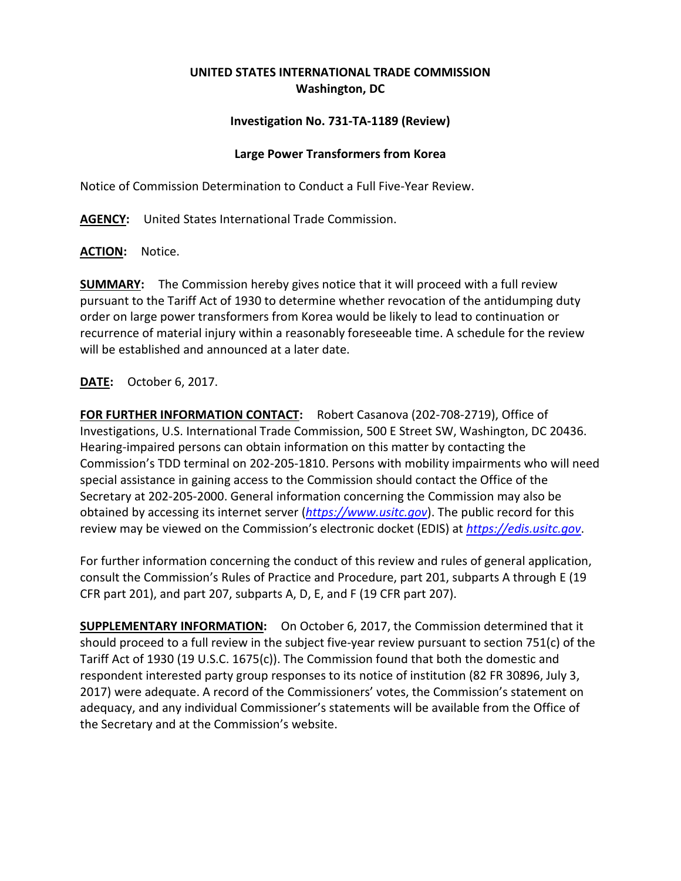**UNITED STATES INTERNATIONAL TRADE COMMISSION**
**Washington, DC**

**Investigation No. 731-TA-1189 (Review)**

**Large Power Transformers from Korea**

Notice of Commission Determination to Conduct a Full Five-Year Review.

**AGENCY:** United States International Trade Commission.

**ACTION:** Notice.

**SUMMARY:** The Commission hereby gives notice that it will proceed with a full review pursuant to the Tariff Act of 1930 to determine whether revocation of the antidumping duty order on large power transformers from Korea would be likely to lead to continuation or recurrence of material injury within a reasonably foreseeable time. A schedule for the review will be established and announced at a later date.

**DATE:** October 6, 2017.

**FOR FURTHER INFORMATION CONTACT:** Robert Casanova (202-708-2719), Office of Investigations, U.S. International Trade Commission, 500 E Street SW, Washington, DC 20436. Hearing-impaired persons can obtain information on this matter by contacting the Commission's TDD terminal on 202-205-1810. Persons with mobility impairments who will need special assistance in gaining access to the Commission should contact the Office of the Secretary at 202-205-2000. General information concerning the Commission may also be obtained by accessing its internet server (*https://www.usitc.gov*). The public record for this review may be viewed on the Commission's electronic docket (EDIS) at *https://edis.usitc.gov*.

For further information concerning the conduct of this review and rules of general application, consult the Commission's Rules of Practice and Procedure, part 201, subparts A through E (19 CFR part 201), and part 207, subparts A, D, E, and F (19 CFR part 207).

**SUPPLEMENTARY INFORMATION:** On October 6, 2017, the Commission determined that it should proceed to a full review in the subject five-year review pursuant to section 751(c) of the Tariff Act of 1930 (19 U.S.C. 1675(c)). The Commission found that both the domestic and respondent interested party group responses to its notice of institution (82 FR 30896, July 3, 2017) were adequate. A record of the Commissioners' votes, the Commission's statement on adequacy, and any individual Commissioner's statements will be available from the Office of the Secretary and at the Commission's website.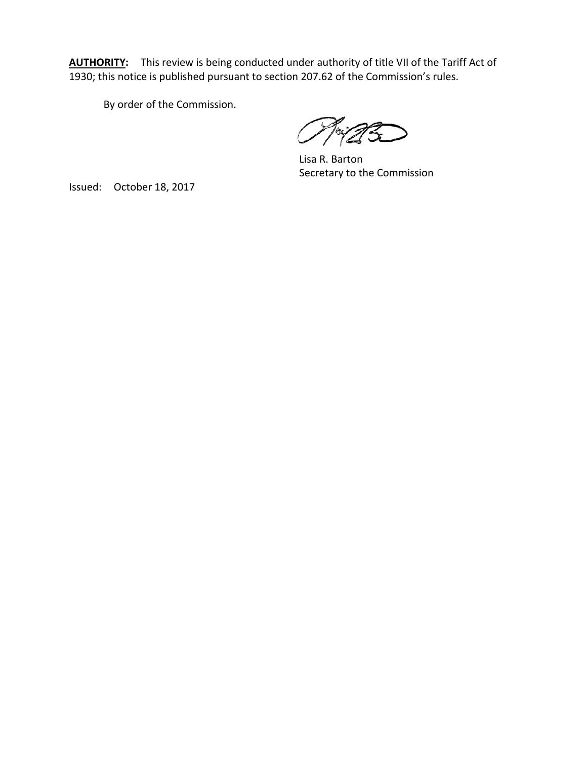**<u>AUTHORITY</u>:** This review is being conducted under authority of title VII of the Tariff Act of 1930; this notice is published pursuant to section 207.62 of the Commission's rules.

By order of the Commission.

Lisa R. Barton
Secretary to the Commission

Issued: October 18, 2017